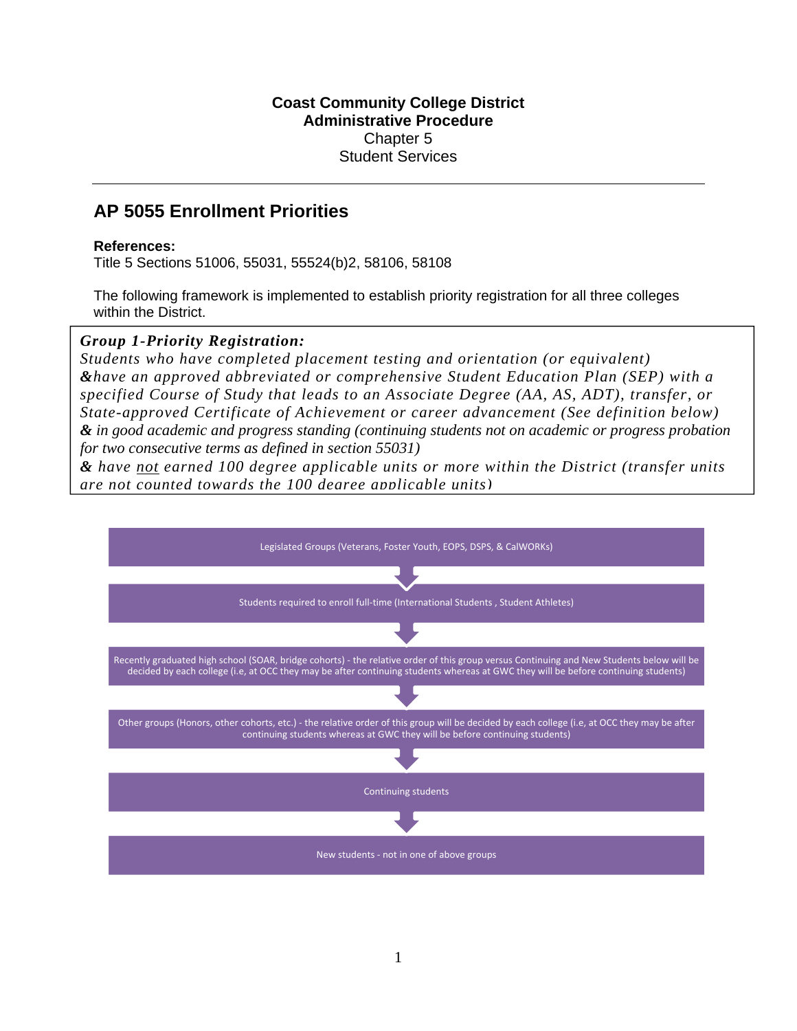**Coast Community College District**
**Administrative Procedure**
Chapter 5
Student Services

---

## AP 5055 Enrollment Priorities

**References:**
Title 5 Sections 51006, 55031, 55524(b)2, 58106, 58108

The following framework is implemented to establish priority registration for all three colleges within the District.

***Group 1-Priority Registration:***
*Students who have completed placement testing and orientation (or equivalent)*
***&****have an approved abbreviated or comprehensive Student Education Plan (SEP) with a specified Course of Study that leads to an Associate Degree (AA, AS, ADT), transfer, or State-approved Certificate of Achievement or career advancement (See definition below)*
***&*** *in good academic and progress standing (continuing students not on academic or progress probation for two consecutive terms as defined in section 55031)*
***&*** *have* <u>*not*</u> *earned 100 degree applicable units or more within the District (transfer units are not counted towards the 100 degree applicable units)*

Legislated Groups (Veterans, Foster Youth, EOPS, DSPS, & CalWORKs)

↓

Students required to enroll full-time (International Students , Student Athletes)

↓

Recently graduated high school (SOAR, bridge cohorts) - the relative order of this group versus Continuing and New Students below will be decided by each college (i.e, at OCC they may be after continuing students whereas at GWC they will be before continuing students)

↓

Other groups (Honors, other cohorts, etc.) - the relative order of this group will be decided by each college (i.e, at OCC they may be after continuing students whereas at GWC they will be before continuing students)

↓

Continuing students

↓

New students - not in one of above groups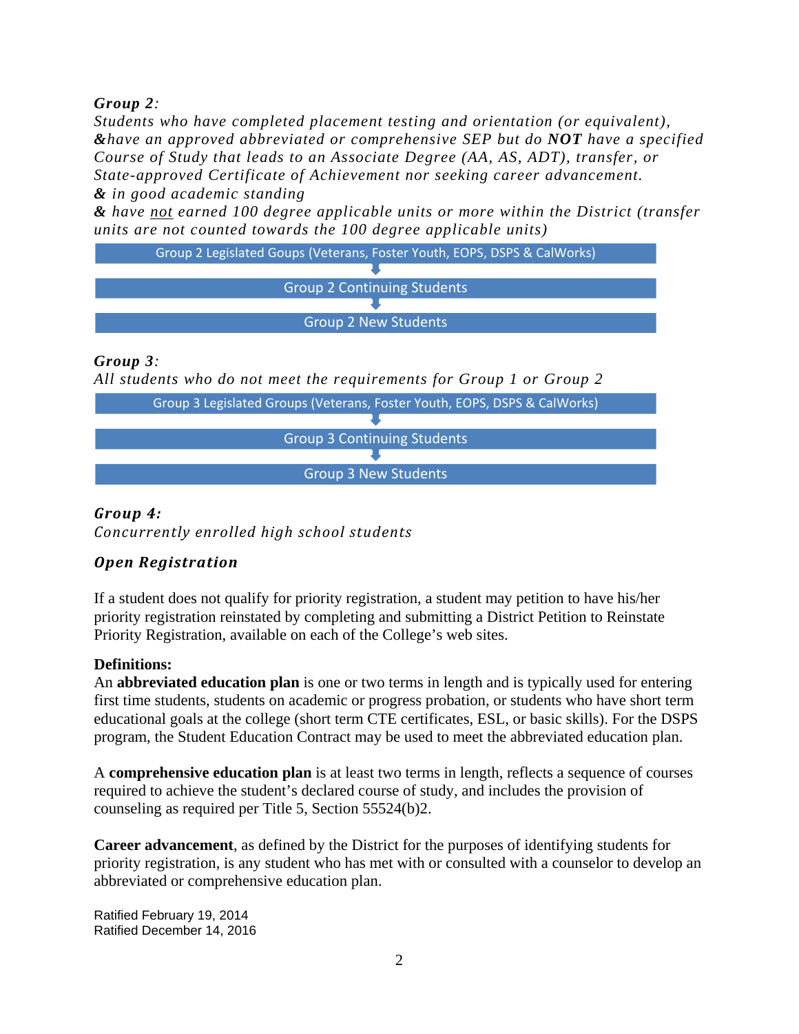***Group 2:***
*Students who have completed placement testing and orientation (or equivalent), **&**have an approved abbreviated or comprehensive SEP but do **NOT** have a specified Course of Study that leads to an Associate Degree (AA, AS, ADT), transfer, or State-approved Certificate of Achievement nor seeking career advancement.*
***&** in good academic standing*
***&** have not earned 100 degree applicable units or more within the District (transfer units are not counted towards the 100 degree applicable units)*

Group 2 Legislated Goups (Veterans, Foster Youth, EOPS, DSPS & CalWorks)
↓
Group 2 Continuing Students
↓
Group 2 New Students

***Group 3:***
*All students who do not meet the requirements for Group 1 or Group 2*

Group 3 Legislated Groups (Veterans, Foster Youth, EOPS, DSPS & CalWorks)
↓
Group 3 Continuing Students
↓
Group 3 New Students

***Group 4:***
*Concurrently enrolled high school students*

***Open Registration***

If a student does not qualify for priority registration, a student may petition to have his/her priority registration reinstated by completing and submitting a District Petition to Reinstate Priority Registration, available on each of the College's web sites.

**Definitions:**
An **abbreviated education plan** is one or two terms in length and is typically used for entering first time students, students on academic or progress probation, or students who have short term educational goals at the college (short term CTE certificates, ESL, or basic skills). For the DSPS program, the Student Education Contract may be used to meet the abbreviated education plan.

A **comprehensive education plan** is at least two terms in length, reflects a sequence of courses required to achieve the student's declared course of study, and includes the provision of counseling as required per Title 5, Section 55524(b)2.

**Career advancement**, as defined by the District for the purposes of identifying students for priority registration, is any student who has met with or consulted with a counselor to develop an abbreviated or comprehensive education plan.

Ratified February 19, 2014
Ratified December 14, 2016